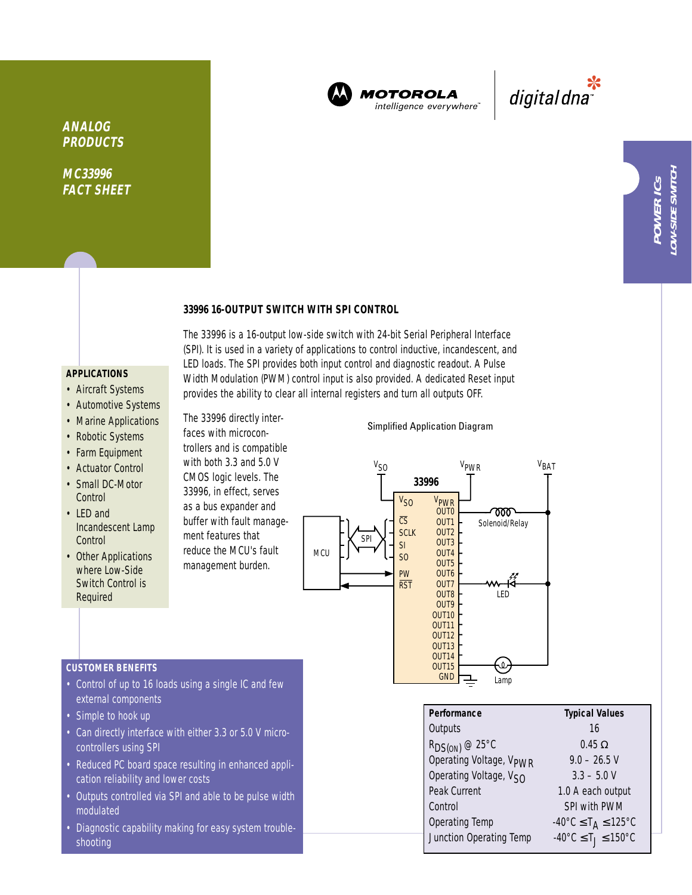ANALOG PRODUCTS

MC33996 FACT SHEET

MOTOROLA intelligence everywhere™ digital dna™

POWER ICs LOW-SIDE SWITCH

## 33996 16-OUTPUT SWITCH WITH SPI CONTROL

The 33996 is a 16-output low-side switch with 24-bit Serial Peripheral Interface (SPI). It is used in a variety of applications to control inductive, incandescent, and LED loads. The SPI provides both input control and diagnostic readout. A Pulse Width Modulation (PWM) control input is also provided. A dedicated Reset input provides the ability to clear all internal registers and turn all outputs OFF.

The 33996 directly interfaces with microcontrollers and is compatible with both 3.3 and 5.0 V CMOS logic levels. The 33996, in effect, serves as a bus expander and buffer with fault management features that reduce the MCU's fault management burden.

Simplified Application Diagram

### APPLICATIONS

- Aircraft Systems
- Automotive Systems
- Marine Applications
- Robotic Systems
- Farm Equipment
- Actuator Control
- Small DC-Motor Control
- LED and Incandescent Lamp Control
- Other Applications where Low-Side Switch Control is Required

### CUSTOMER BENEFITS

- Control of up to 16 loads using a single IC and few external components
- Simple to hook up
- Can directly interface with either 3.3 or 5.0 V microcontrollers using SPI
- Reduced PC board space resulting in enhanced application reliability and lower costs
- Outputs controlled via SPI and able to be pulse width modulated
- Diagnostic capability making for easy system troubleshooting

| Performance | Typical Values |
|---|---|
| Outputs | 16 |
| $R_{DS(ON)}$ @ 25°C | 0.45 Ω |
| Operating Voltage, $V_{PWR}$ | 9.0 – 26.5 V |
| Operating Voltage, $V_{SO}$ | 3.3 – 5.0 V |
| Peak Current | 1.0 A each output |
| Control | SPI with PWM |
| Operating Temp | $-40°C \le T_A \le 125°C$ |
| Junction Operating Temp | $-40°C \le T_J \le 150°C$ |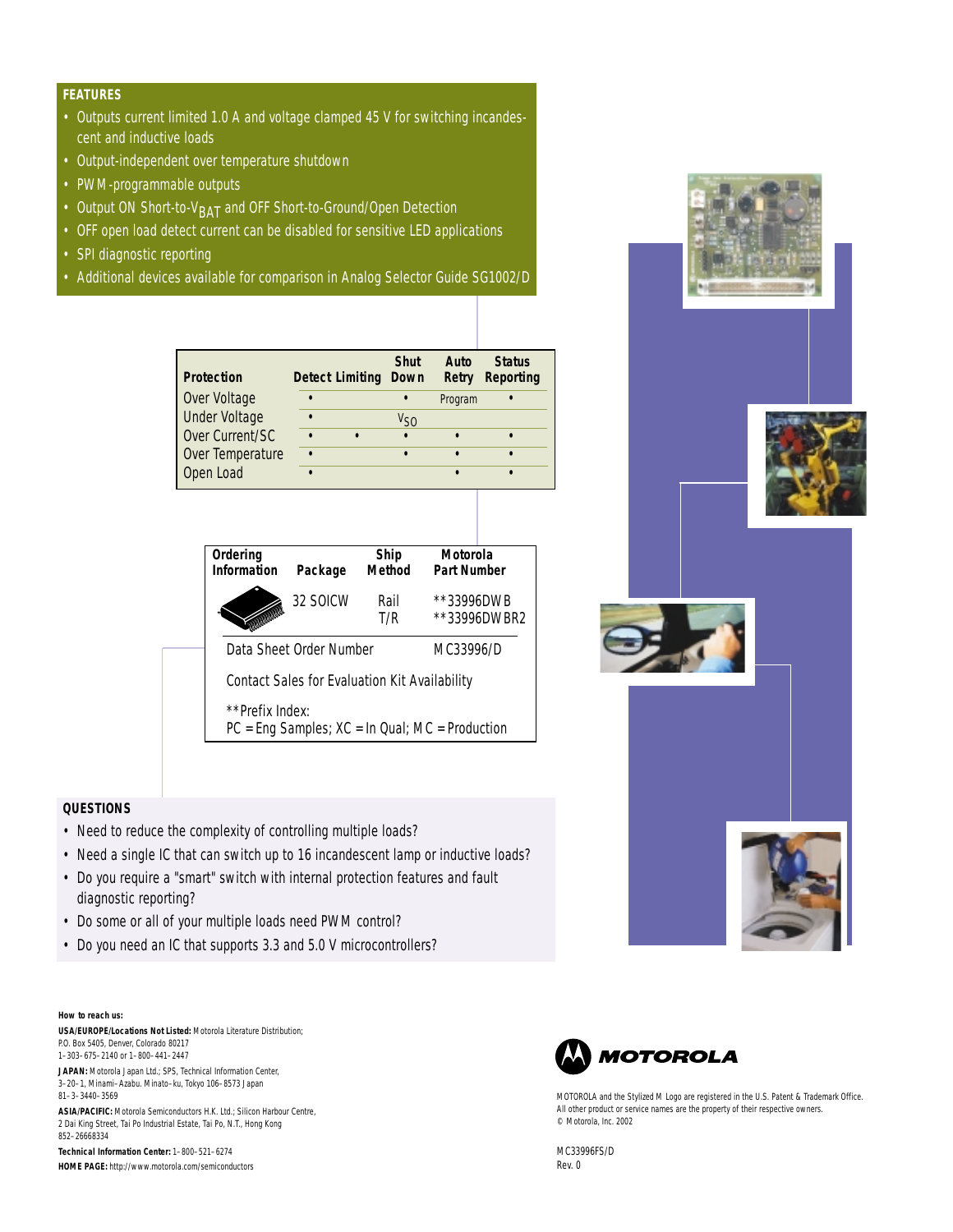## FEATURES

- Outputs current limited 1.0 A and voltage clamped 45 V for switching incandescent and inductive loads
- Output-independent over temperature shutdown
- PWM-programmable outputs
- Output ON Short-to-$V_{BAT}$ and OFF Short-to-Ground/Open Detection
- OFF open load detect current can be disabled for sensitive LED applications
- SPI diagnostic reporting
- Additional devices available for comparison in Analog Selector Guide SG1002/D

| Protection | Detect | Limiting | Shut Down | Auto Retry | Status Reporting |
|---|---|---|---|---|---|
| Over Voltage | • | | • | Program | • |
| Under Voltage | • | | $V_{SO}$ | | |
| Over Current/SC | • | • | • | • | • |
| Over Temperature | • | | • | • | • |
| Open Load | • | | | • | • |

| Ordering Information | Package | Ship Method | Motorola Part Number |
|---|---|---|---|
| | 32 SOICW | Rail<br>T/R | **33996DWB<br>**33996DWBR2 |
| Data Sheet Order Number | | | MC33996/D |
| Contact Sales for Evaluation Kit Availability | | | |
| **Prefix Index:<br>PC = Eng Samples; XC = In Qual; MC = Production | | | |

## QUESTIONS

- Need to reduce the complexity of controlling multiple loads?
- Need a single IC that can switch up to 16 incandescent lamp or inductive loads?
- Do you require a "smart" switch with internal protection features and fault diagnostic reporting?
- Do some or all of your multiple loads need PWM control?
- Do you need an IC that supports 3.3 and 5.0 V microcontrollers?

**How to reach us:**

**USA/EUROPE/Locations Not Listed:** Motorola Literature Distribution; P.O. Box 5405, Denver, Colorado 80217
1–303–675–2140 or 1–800–441–2447

**JAPAN:** Motorola Japan Ltd.; SPS, Technical Information Center, 3–20–1, Minami–Azabu. Minato–ku, Tokyo 106–8573 Japan
81–3–3440–3569

**ASIA/PACIFIC:** Motorola Semiconductors H.K. Ltd.; Silicon Harbour Centre, 2 Dai King Street, Tai Po Industrial Estate, Tai Po, N.T., Hong Kong
852–26668334

**Technical Information Center:** 1–800–521–6274

**HOME PAGE:** http://www.motorola.com/semiconductors

MOTOROLA

MOTOROLA and the Stylized M Logo are registered in the U.S. Patent & Trademark Office. All other product or service names are the property of their respective owners.
© Motorola, Inc. 2002

MC33996FS/D
Rev. 0